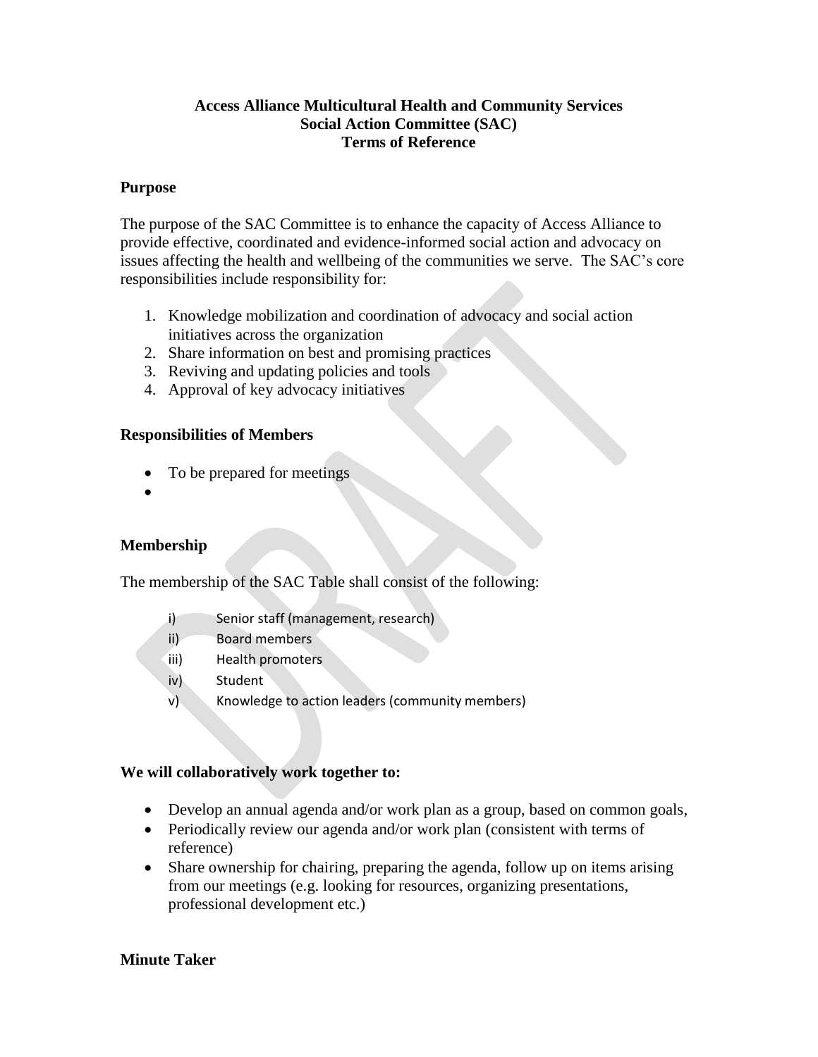**Access Alliance Multicultural Health and Community Services**
**Social Action Committee (SAC)**
**Terms of Reference**

## Purpose

The purpose of the SAC Committee is to enhance the capacity of Access Alliance to provide effective, coordinated and evidence-informed social action and advocacy on issues affecting the health and wellbeing of the communities we serve. The SAC's core responsibilities include responsibility for:

1. Knowledge mobilization and coordination of advocacy and social action initiatives across the organization
2. Share information on best and promising practices
3. Reviving and updating policies and tools
4. Approval of key advocacy initiatives

## Responsibilities of Members

- To be prepared for meetings
- 

## Membership

The membership of the SAC Table shall consist of the following:

- i) Senior staff (management, research)
- ii) Board members
- iii) Health promoters
- iv) Student
- v) Knowledge to action leaders (community members)

## We will collaboratively work together to:

- Develop an annual agenda and/or work plan as a group, based on common goals,
- Periodically review our agenda and/or work plan (consistent with terms of reference)
- Share ownership for chairing, preparing the agenda, follow up on items arising from our meetings (e.g. looking for resources, organizing presentations, professional development etc.)

## Minute Taker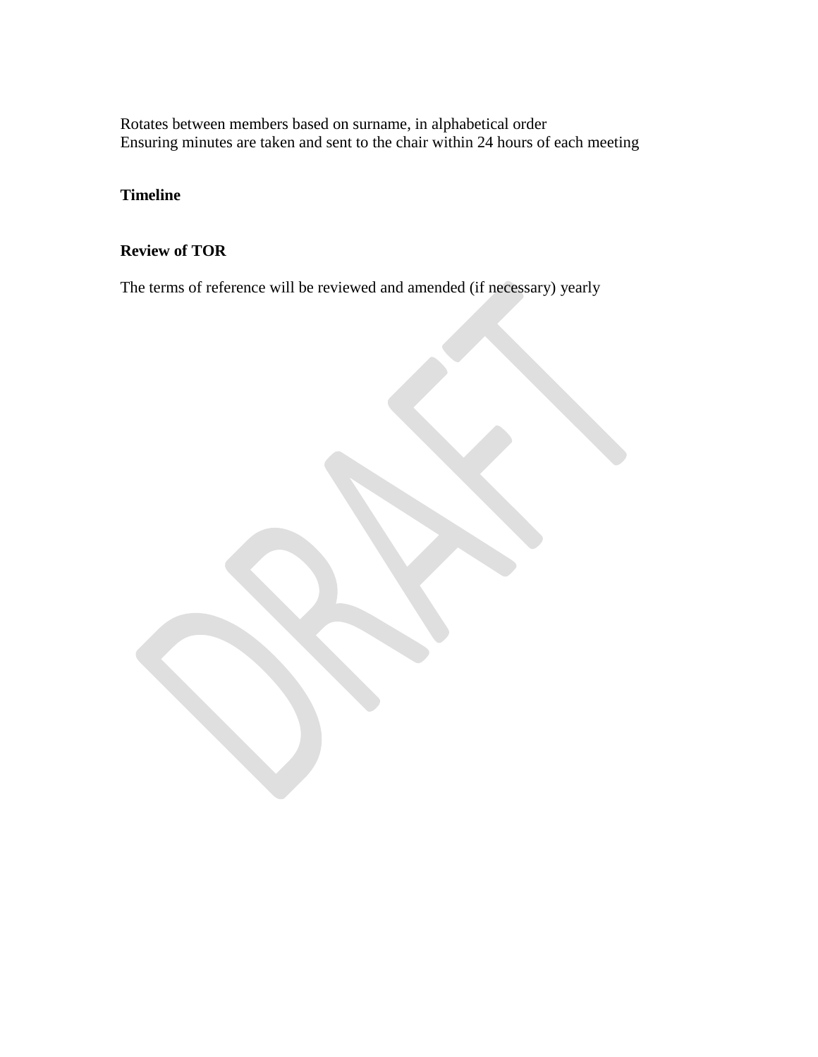Rotates between members based on surname, in alphabetical order
Ensuring minutes are taken and sent to the chair within 24 hours of each meeting

**Timeline**

**Review of TOR**

The terms of reference will be reviewed and amended (if necessary) yearly